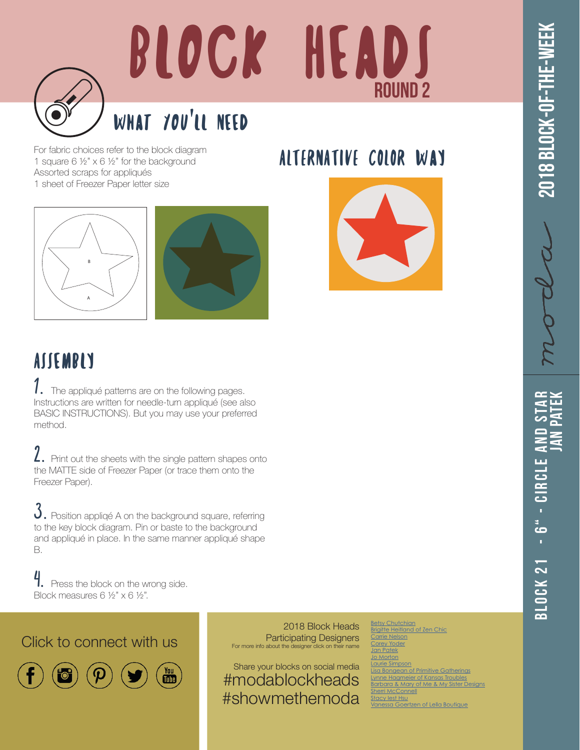# BLOCK HEADS

ROUND 2

2018 BLOCK-OF-THE-WEEK

BLOCK 21 - 6" - CIRCLE AND STAR
JAN PATEK

## WHAT YOU'LL NEED

For fabric choices refer to the block diagram
1 square 6 ½" x 6 ½" for the background
Assorted scraps for appliqués
1 sheet of Freezer Paper letter size

B

A

## ALTERNATIVE COLOR WAY

## ASSEMBLY

1. The appliqué patterns are on the following pages. Instructions are written for needle-turn appliqué (see also BASIC INSTRUCTIONS). But you may use your preferred method.

2. Print out the sheets with the single pattern shapes onto the MATTE side of Freezer Paper (or trace them onto the Freezer Paper).

3. Position appliqé A on the background square, referring to the key block diagram. Pin or baste to the background and appliqué in place. In the same manner appliqué shape B.

4. Press the block on the wrong side. Block measures 6 ½" x 6 ½".

Click to connect with us

2018 Block Heads
Participating Designers
For more info about the designer click on their name

Share your blocks on social media
#modablockheads
#showmethemoda

Betsy Chutchian
Brigitte Heitland of Zen Chic
Carrie Nelson
Corey Yoder
Jan Patek
Jo Morton
Laurie Simpson
Lisa Bongean of Primitive Gatherings
Lynne Hagmeier of Kansas Troubles
Barbara & Mary of Me & My Sister Designs
Sherri McConnell
Stacy Iest Hsu
Vanessa Goertzen of Lella Boutique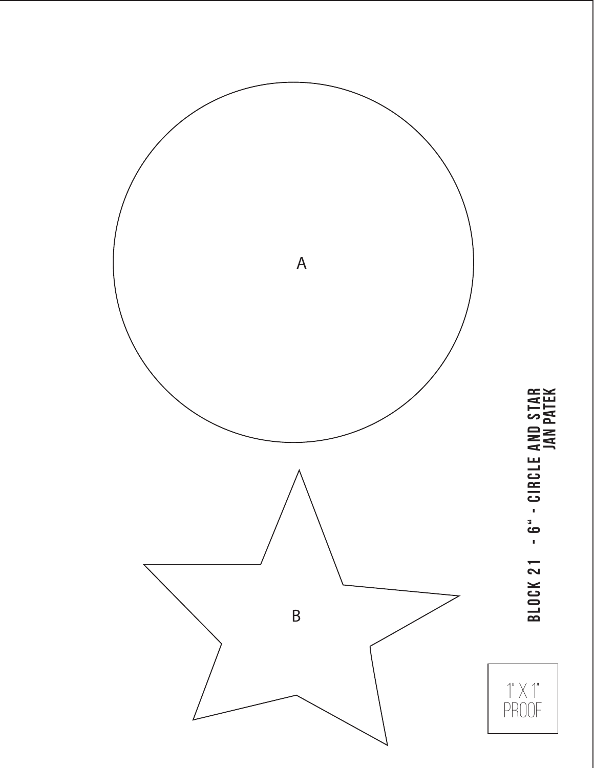A

B

**BLOCK 21 - 6" - CIRCLE AND STAR**
**JAN PATEK**

1" X 1"
PROOF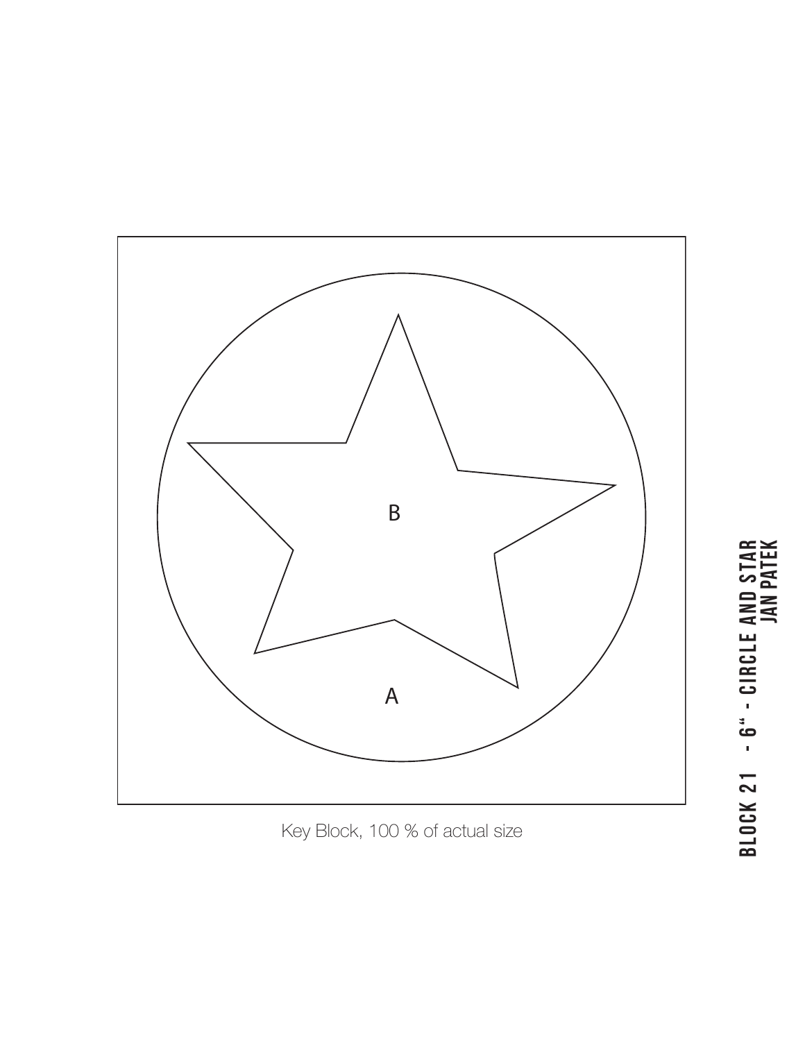B

A

Key Block, 100 % of actual size

BLOCK 21 - 6" - CIRCLE AND STAR
JAN PATEK